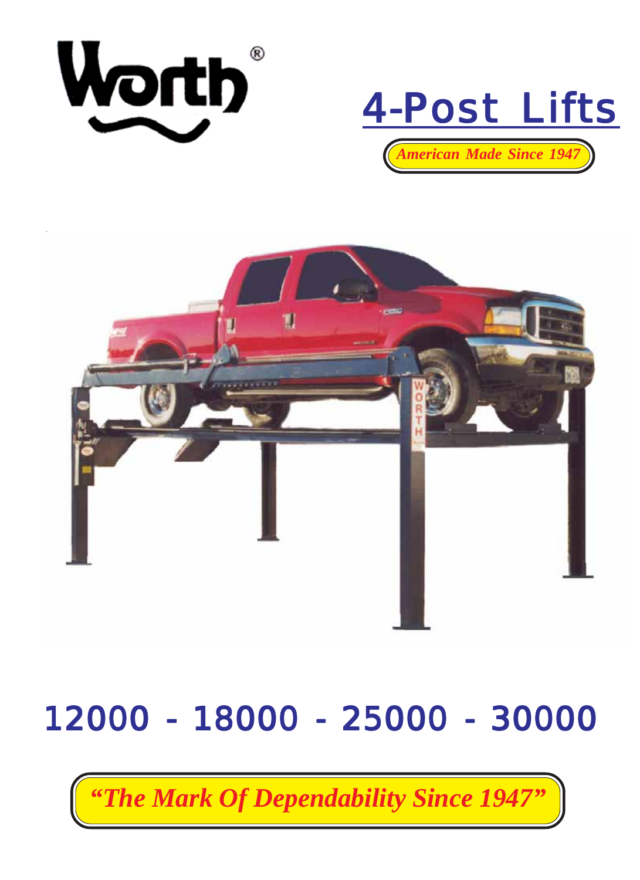# Worth®

# 4-Post Lifts

*American Made Since 1947*

## 12000 - 18000 - 25000 - 30000

***"The Mark Of Dependability Since 1947"***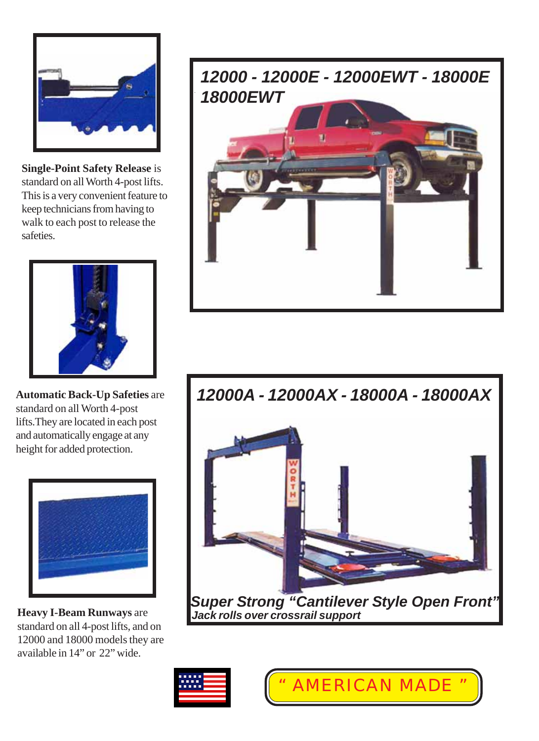**Single-Point Safety Release** is standard on all Worth 4-post lifts. This is a very convenient feature to keep technicians from having to walk to each post to release the safeties.

**Automatic Back-Up Safeties** are standard on all Worth 4-post lifts.They are located in each post and automatically engage at any height for added protection.

**Heavy I-Beam Runways** are standard on all 4-post lifts, and on 12000 and 18000 models they are available in 14" or 22" wide.

## *12000 - 12000E - 12000EWT - 18000E 18000EWT*

## *12000A - 12000AX - 18000A - 18000AX*

***Super Strong "Cantilever Style Open Front"***

***Jack rolls over crossrail support***

" AMERICAN MADE "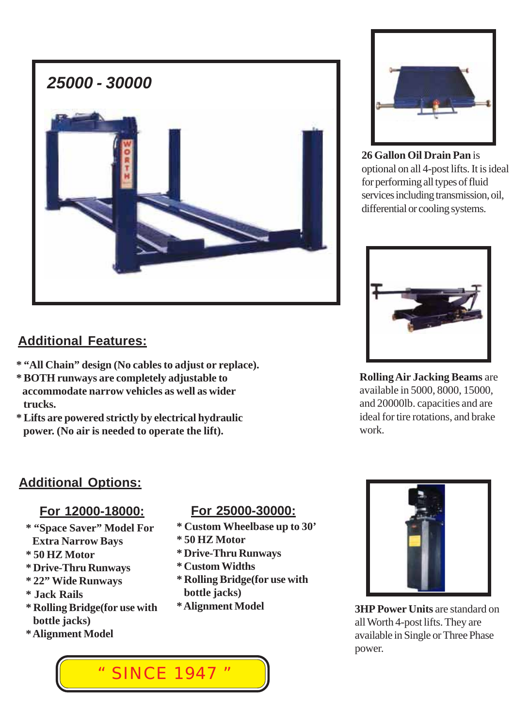## 25000 - 30000

**26 Gallon Oil Drain Pan** is optional on all 4-post lifts. It is ideal for performing all types of fluid services including transmission, oil, differential or cooling systems.

**Rolling Air Jacking Beams** are available in 5000, 8000, 15000, and 20000lb. capacities and are ideal for tire rotations, and brake work.

## Additional Features:

- **"All Chain" design (No cables to adjust or replace).**
- **BOTH runways are completely adjustable to accommodate narrow vehicles as well as wider trucks.**
- **Lifts are powered strictly by electrical hydraulic power. (No air is needed to operate the lift).**

## Additional Options:

### For 12000-18000:

- **"Space Saver" Model For Extra Narrow Bays**
- **50 HZ Motor**
- **Drive-Thru Runways**
- **22" Wide Runways**
- **Jack Rails**
- **Rolling Bridge(for use with bottle jacks)**
- **Alignment Model**

### For 25000-30000:

- **Custom Wheelbase up to 30'**
- **50 HZ Motor**
- **Drive-Thru Runways**
- **Custom Widths**
- **Rolling Bridge(for use with bottle jacks)**
- **Alignment Model**

**3HP Power Units** are standard on all Worth 4-post lifts. They are available in Single or Three Phase power.

" SINCE 1947 "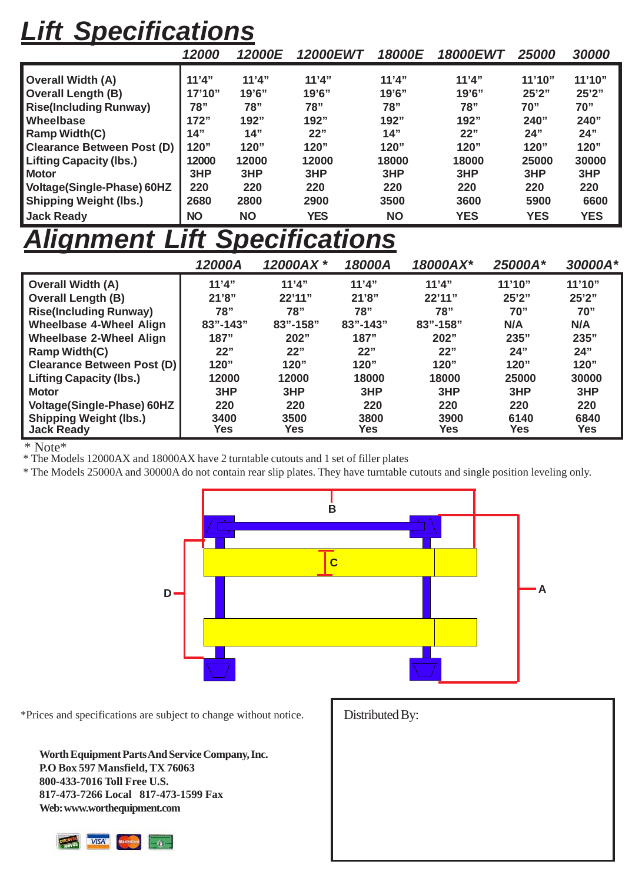# Lift Specifications

| | 12000 | 12000E | 12000EWT | 18000E | 18000EWT | 25000 | 30000 |
|---|---|---|---|---|---|---|---|
| Overall Width (A) | 11'4" | 11'4" | 11'4" | 11'4" | 11'4" | 11'10" | 11'10" |
| Overall Length (B) | 17'10" | 19'6" | 19'6" | 19'6" | 19'6" | 25'2" | 25'2" |
| Rise(Including Runway) | 78" | 78" | 78" | 78" | 78" | 70" | 70" |
| Wheelbase | 172" | 192" | 192" | 192" | 192" | 240" | 240" |
| Ramp Width(C) | 14" | 14" | 22" | 14" | 22" | 24" | 24" |
| Clearance Between Post (D) | 120" | 120" | 120" | 120" | 120" | 120" | 120" |
| Lifting Capacity (lbs.) | 12000 | 12000 | 12000 | 18000 | 18000 | 25000 | 30000 |
| Motor | 3HP | 3HP | 3HP | 3HP | 3HP | 3HP | 3HP |
| Voltage(Single-Phase) 60HZ | 220 | 220 | 220 | 220 | 220 | 220 | 220 |
| Shipping Weight (lbs.) | 2680 | 2800 | 2900 | 3500 | 3600 | 5900 | 6600 |
| Jack Ready | NO | NO | YES | NO | YES | YES | YES |

# Alignment Lift Specifications

| | 12000A | 12000AX * | 18000A | 18000AX* | 25000A* | 30000A* |
|---|---|---|---|---|---|---|
| Overall Width (A) | 11'4" | 11'4" | 11'4" | 11'4" | 11'10" | 11'10" |
| Overall Length (B) | 21'8" | 22'11" | 21'8" | 22'11" | 25'2" | 25'2" |
| Rise(Including Runway) | 78" | 78" | 78" | 78" | 70" | 70" |
| Wheelbase 4-Wheel Align | 83"-143" | 83"-158" | 83"-143" | 83"-158" | N/A | N/A |
| Wheelbase 2-Wheel Align | 187" | 202" | 187" | 202" | 235" | 235" |
| Ramp Width(C) | 22" | 22" | 22" | 22" | 24" | 24" |
| Clearance Between Post (D) | 120" | 120" | 120" | 120" | 120" | 120" |
| Lifting Capacity (lbs.) | 12000 | 12000 | 18000 | 18000 | 25000 | 30000 |
| Motor | 3HP | 3HP | 3HP | 3HP | 3HP | 3HP |
| Voltage(Single-Phase) 60HZ | 220 | 220 | 220 | 220 | 220 | 220 |
| Shipping Weight (lbs.) | 3400 | 3500 | 3800 | 3900 | 6140 | 6840 |
| Jack Ready | Yes | Yes | Yes | Yes | Yes | Yes |

\* Note\*

\* The Models 12000AX and 18000AX have 2 turntable cutouts and 1 set of filler plates

\* The Models 25000A and 30000A do not contain rear slip plates. They have turntable cutouts and single position leveling only.

B

C

D

A

\*Prices and specifications are subject to change without notice.

**Worth Equipment Parts And Service Company, Inc.**
**P.O Box 597 Mansfield, TX 76063**
**800-433-7016 Toll Free U.S.**
**817-473-7266 Local 817-473-1599 Fax**
**Web: www.worthequipment.com**

Distributed By: